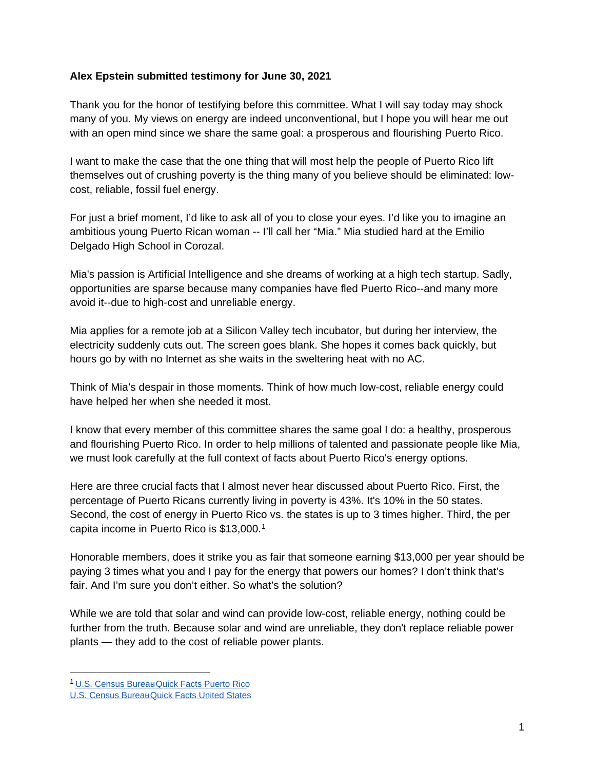**Alex Epstein submitted testimony for June 30, 2021**

Thank you for the honor of testifying before this committee. What I will say today may shock many of you. My views on energy are indeed unconventional, but I hope you will hear me out with an open mind since we share the same goal: a prosperous and flourishing Puerto Rico.

I want to make the case that the one thing that will most help the people of Puerto Rico lift themselves out of crushing poverty is the thing many of you believe should be eliminated: low-cost, reliable, fossil fuel energy.

For just a brief moment, I'd like to ask all of you to close your eyes. I'd like you to imagine an ambitious young Puerto Rican woman -- I'll call her "Mia." Mia studied hard at the Emilio Delgado High School in Corozal.

Mia's passion is Artificial Intelligence and she dreams of working at a high tech startup. Sadly, opportunities are sparse because many companies have fled Puerto Rico--and many more avoid it--due to high-cost and unreliable energy.

Mia applies for a remote job at a Silicon Valley tech incubator, but during her interview, the electricity suddenly cuts out. The screen goes blank. She hopes it comes back quickly, but hours go by with no Internet as she waits in the sweltering heat with no AC.

Think of Mia's despair in those moments. Think of how much low-cost, reliable energy could have helped her when she needed it most.

I know that every member of this committee shares the same goal I do: a healthy, prosperous and flourishing Puerto Rico. In order to help millions of talented and passionate people like Mia, we must look carefully at the full context of facts about Puerto Rico's energy options.

Here are three crucial facts that I almost never hear discussed about Puerto Rico. First, the percentage of Puerto Ricans currently living in poverty is 43%. It's 10% in the 50 states. Second, the cost of energy in Puerto Rico vs. the states is up to 3 times higher. Third, the per capita income in Puerto Rico is $13,000.[1]

Honorable members, does it strike you as fair that someone earning $13,000 per year should be paying 3 times what you and I pay for the energy that powers our homes? I don't think that's fair. And I'm sure you don't either. So what's the solution?

While we are told that solar and wind can provide low-cost, reliable energy, nothing could be further from the truth. Because solar and wind are unreliable, they don't replace reliable power plants — they add to the cost of reliable power plants.

---

[1] U.S. Census Bureau Quick Facts Puerto Rico
U.S. Census Bureau Quick Facts United States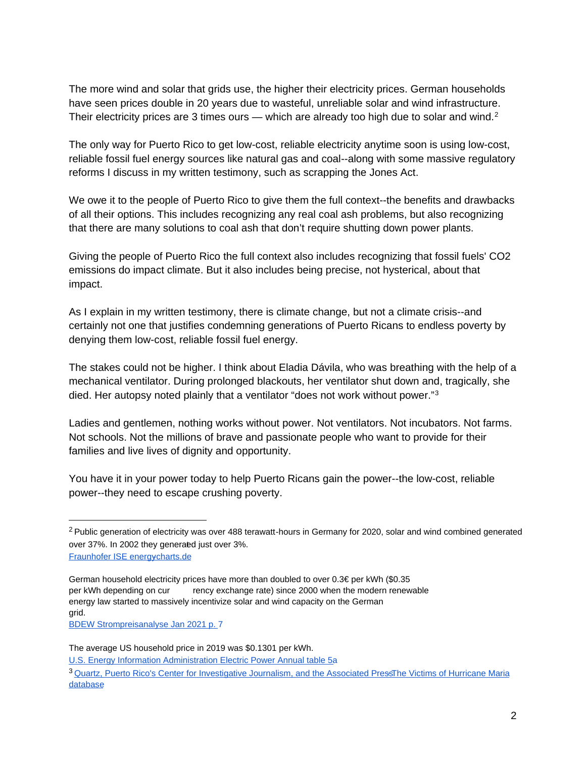The more wind and solar that grids use, the higher their electricity prices. German households have seen prices double in 20 years due to wasteful, unreliable solar and wind infrastructure. Their electricity prices are 3 times ours — which are already too high due to solar and wind.[2]

The only way for Puerto Rico to get low-cost, reliable electricity anytime soon is using low-cost, reliable fossil fuel energy sources like natural gas and coal--along with some massive regulatory reforms I discuss in my written testimony, such as scrapping the Jones Act.

We owe it to the people of Puerto Rico to give them the full context--the benefits and drawbacks of all their options. This includes recognizing any real coal ash problems, but also recognizing that there are many solutions to coal ash that don't require shutting down power plants.

Giving the people of Puerto Rico the full context also includes recognizing that fossil fuels' $CO_2$ emissions do impact climate. But it also includes being precise, not hysterical, about that impact.

As I explain in my written testimony, there is climate change, but not a climate crisis--and certainly not one that justifies condemning generations of Puerto Ricans to endless poverty by denying them low-cost, reliable fossil fuel energy.

The stakes could not be higher. I think about Eladia Dávila, who was breathing with the help of a mechanical ventilator. During prolonged blackouts, her ventilator shut down and, tragically, she died. Her autopsy noted plainly that a ventilator "does not work without power."[3]

Ladies and gentlemen, nothing works without power. Not ventilators. Not incubators. Not farms. Not schools. Not the millions of brave and passionate people who want to provide for their families and live lives of dignity and opportunity.

You have it in your power today to help Puerto Ricans gain the power--the low-cost, reliable power--they need to escape crushing poverty.

---

[2] Public generation of electricity was over 488 terawatt-hours in Germany for 2020, solar and wind combined generated over 37%. In 2002 they generated just over 3%.
Fraunhofer ISE energycharts.de

German household electricity prices have more than doubled to over 0.3€ per kWh ($0.35 per kWh depending on currency exchange rate) since 2000 when the modern renewable energy law started to massively incentivize solar and wind capacity on the German grid.
BDEW Strompreisanalyse Jan 2021 p. 7

The average US household price in 2019 was $0.1301 per kWh.
U.S. Energy Information Administration Electric Power Annual table 5a

[3] Quartz, Puerto Rico's Center for Investigative Journalism, and the Associated Press The Victims of Hurricane Maria database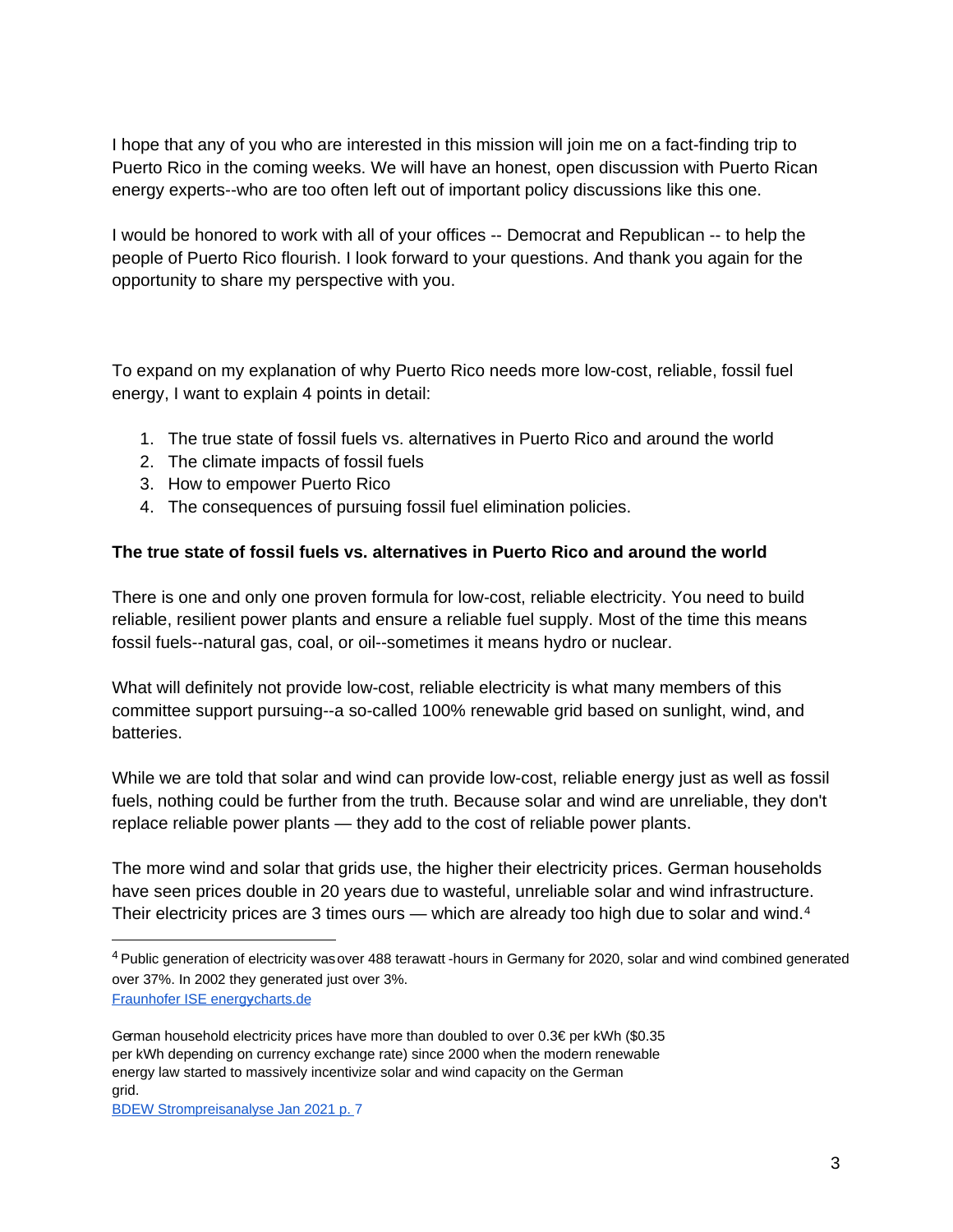I hope that any of you who are interested in this mission will join me on a fact-finding trip to Puerto Rico in the coming weeks. We will have an honest, open discussion with Puerto Rican energy experts--who are too often left out of important policy discussions like this one.

I would be honored to work with all of your offices -- Democrat and Republican -- to help the people of Puerto Rico flourish. I look forward to your questions. And thank you again for the opportunity to share my perspective with you.

To expand on my explanation of why Puerto Rico needs more low-cost, reliable, fossil fuel energy, I want to explain 4 points in detail:

1. The true state of fossil fuels vs. alternatives in Puerto Rico and around the world
2. The climate impacts of fossil fuels
3. How to empower Puerto Rico
4. The consequences of pursuing fossil fuel elimination policies.

**The true state of fossil fuels vs. alternatives in Puerto Rico and around the world**

There is one and only one proven formula for low-cost, reliable electricity. You need to build reliable, resilient power plants and ensure a reliable fuel supply. Most of the time this means fossil fuels--natural gas, coal, or oil--sometimes it means hydro or nuclear.

What will definitely not provide low-cost, reliable electricity is what many members of this committee support pursuing--a so-called 100% renewable grid based on sunlight, wind, and batteries.

While we are told that solar and wind can provide low-cost, reliable energy just as well as fossil fuels, nothing could be further from the truth. Because solar and wind are unreliable, they don't replace reliable power plants — they add to the cost of reliable power plants.

The more wind and solar that grids use, the higher their electricity prices. German households have seen prices double in 20 years due to wasteful, unreliable solar and wind infrastructure. Their electricity prices are 3 times ours — which are already too high due to solar and wind.[4]

---

[4] Public generation of electricity was over 488 terawatt-hours in Germany for 2020, solar and wind combined generated over 37%. In 2002 they generated just over 3%.
Fraunhofer ISE energycharts.de

German household electricity prices have more than doubled to over 0.3€ per kWh ($0.35 per kWh depending on currency exchange rate) since 2000 when the modern renewable energy law started to massively incentivize solar and wind capacity on the German grid.
BDEW Strompreisanalyse Jan 2021 p. 7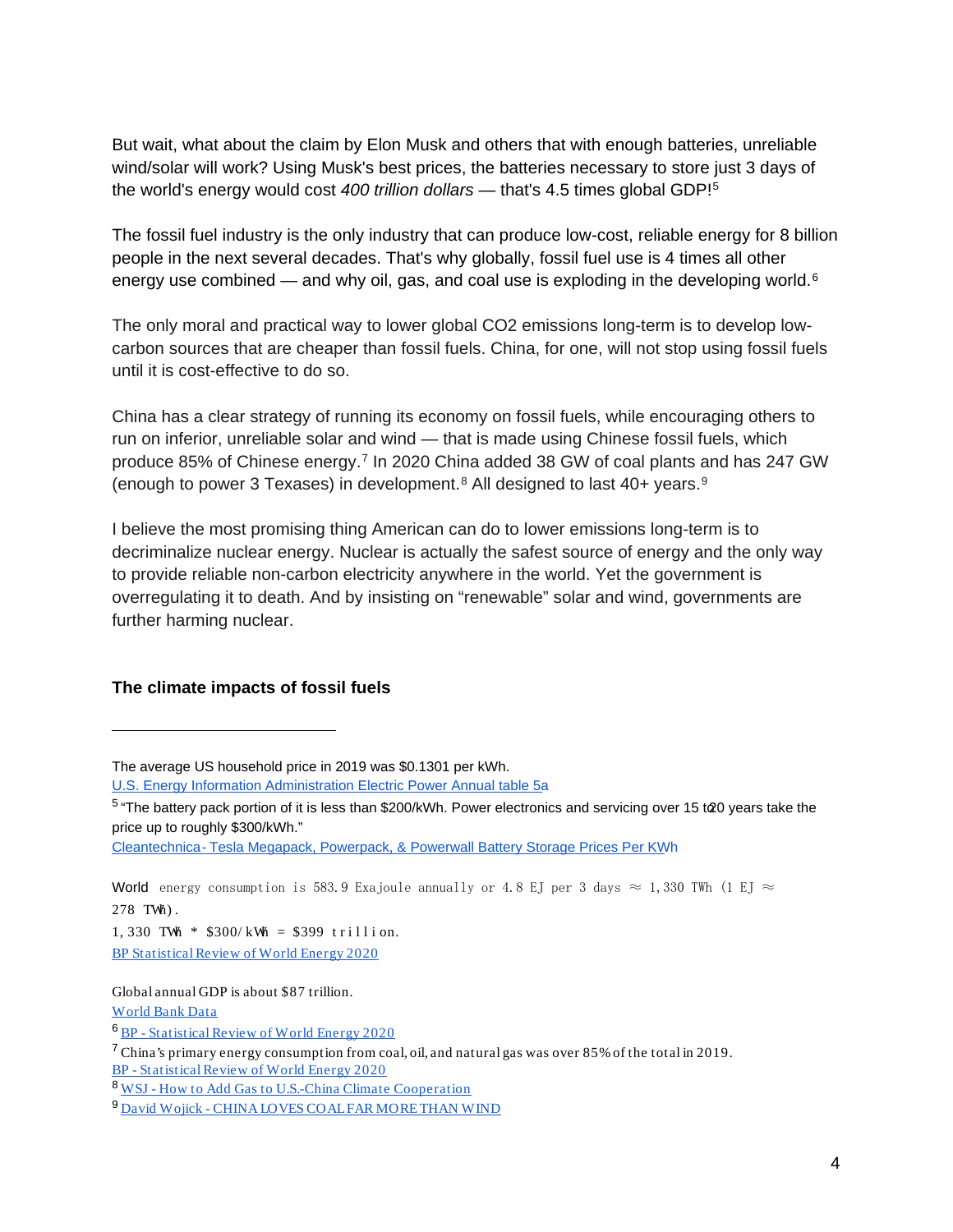But wait, what about the claim by Elon Musk and others that with enough batteries, unreliable wind/solar will work? Using Musk's best prices, the batteries necessary to store just 3 days of the world's energy would cost *400 trillion dollars* — that's 4.5 times global GDP![5]

The fossil fuel industry is the only industry that can produce low-cost, reliable energy for 8 billion people in the next several decades. That's why globally, fossil fuel use is 4 times all other energy use combined — and why oil, gas, and coal use is exploding in the developing world.[6]

The only moral and practical way to lower global $CO_2$ emissions long-term is to develop low-carbon sources that are cheaper than fossil fuels. China, for one, will not stop using fossil fuels until it is cost-effective to do so.

China has a clear strategy of running its economy on fossil fuels, while encouraging others to run on inferior, unreliable solar and wind — that is made using Chinese fossil fuels, which produce 85% of Chinese energy.[7] In 2020 China added 38 GW of coal plants and has 247 GW (enough to power 3 Texases) in development.[8] All designed to last 40+ years.[9]

I believe the most promising thing American can do to lower emissions long-term is to decriminalize nuclear energy. Nuclear is actually the safest source of energy and the only way to provide reliable non-carbon electricity anywhere in the world. Yet the government is overregulating it to death. And by insisting on "renewable" solar and wind, governments are further harming nuclear.

### The climate impacts of fossil fuels

---

The average US household price in 2019 was $0.1301 per kWh.
[U.S. Energy Information Administration Electric Power Annual table 5a]

[5] "The battery pack portion of it is less than $200/kWh. Power electronics and servicing over 15 to 20 years take the price up to roughly $300/kWh."
[Cleantechnica- Tesla Megapack, Powerpack, & Powerwall Battery Storage Prices Per KWh]

World energy consumption is 583.9 Exajoule annually or 4.8 EJ per 3 days ≈ 1,330 TWh (1 EJ ≈ 278 TWh).
1,330 TWh * $300/kWh = $399 trillion.
[BP Statistical Review of World Energy 2020]

Global annual GDP is about $87 trillion.
[World Bank Data]

[6] [BP - Statistical Review of World Energy 2020]

[7] China's primary energy consumption from coal, oil, and natural gas was over 85% of the total in 2019.
[BP - Statistical Review of World Energy 2020]

[8] [WSJ - How to Add Gas to U.S.-China Climate Cooperation]

[9] [David Wojick - CHINA LOVES COAL FAR MORE THAN WIND]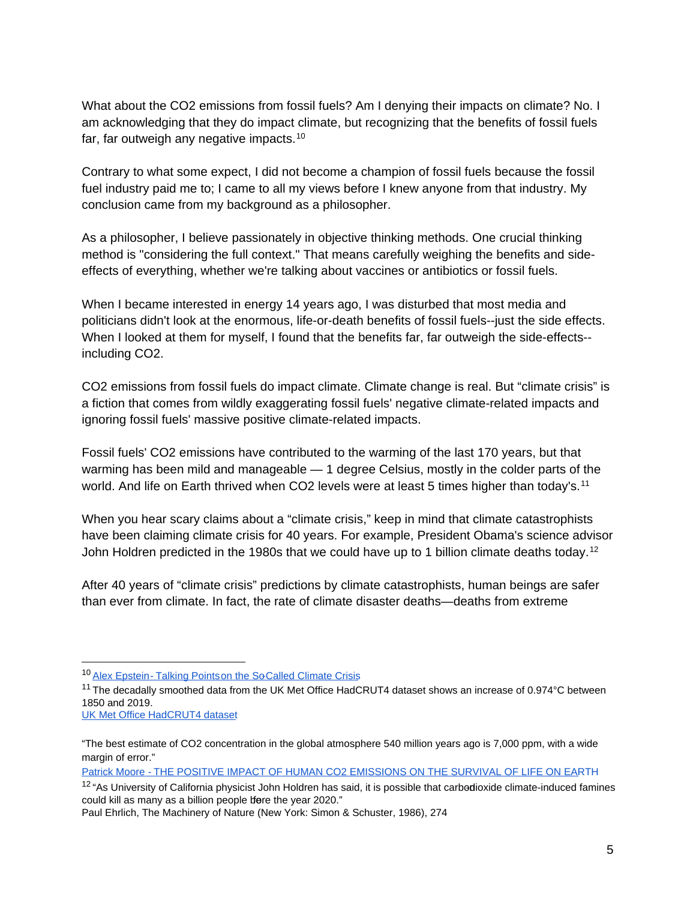What about the $CO_2$ emissions from fossil fuels? Am I denying their impacts on climate? No. I am acknowledging that they do impact climate, but recognizing that the benefits of fossil fuels far, far outweigh any negative impacts.[10]

Contrary to what some expect, I did not become a champion of fossil fuels because the fossil fuel industry paid me to; I came to all my views before I knew anyone from that industry. My conclusion came from my background as a philosopher.

As a philosopher, I believe passionately in objective thinking methods. One crucial thinking method is "considering the full context." That means carefully weighing the benefits and side-effects of everything, whether we're talking about vaccines or antibiotics or fossil fuels.

When I became interested in energy 14 years ago, I was disturbed that most media and politicians didn't look at the enormous, life-or-death benefits of fossil fuels--just the side effects. When I looked at them for myself, I found that the benefits far, far outweigh the side-effects--including $CO_2$.

$CO_2$ emissions from fossil fuels do impact climate. Climate change is real. But "climate crisis" is a fiction that comes from wildly exaggerating fossil fuels' negative climate-related impacts and ignoring fossil fuels' massive positive climate-related impacts.

Fossil fuels' $CO_2$ emissions have contributed to the warming of the last 170 years, but that warming has been mild and manageable — 1 degree Celsius, mostly in the colder parts of the world. And life on Earth thrived when $CO_2$ levels were at least 5 times higher than today's.[11]

When you hear scary claims about a "climate crisis," keep in mind that climate catastrophists have been claiming climate crisis for 40 years. For example, President Obama's science advisor John Holdren predicted in the 1980s that we could have up to 1 billion climate deaths today.[12]

After 40 years of "climate crisis" predictions by climate catastrophists, human beings are safer than ever from climate. In fact, the rate of climate disaster deaths—deaths from extreme

---

[10] Alex Epstein - Talking Points on the So-Called Climate Crisis

[11] The decadally smoothed data from the UK Met Office HadCRUT4 dataset shows an increase of 0.974°C between 1850 and 2019.
UK Met Office HadCRUT4 dataset

"The best estimate of $CO_2$ concentration in the global atmosphere 540 million years ago is 7,000 ppm, with a wide margin of error."

Patrick Moore - THE POSITIVE IMPACT OF HUMAN CO2 EMISSIONS ON THE SURVIVAL OF LIFE ON EARTH

[12] "As University of California physicist John Holdren has said, it is possible that carbon-dioxide climate-induced famines could kill as many as a billion people before the year 2020."
Paul Ehrlich, The Machinery of Nature (New York: Simon & Schuster, 1986), 274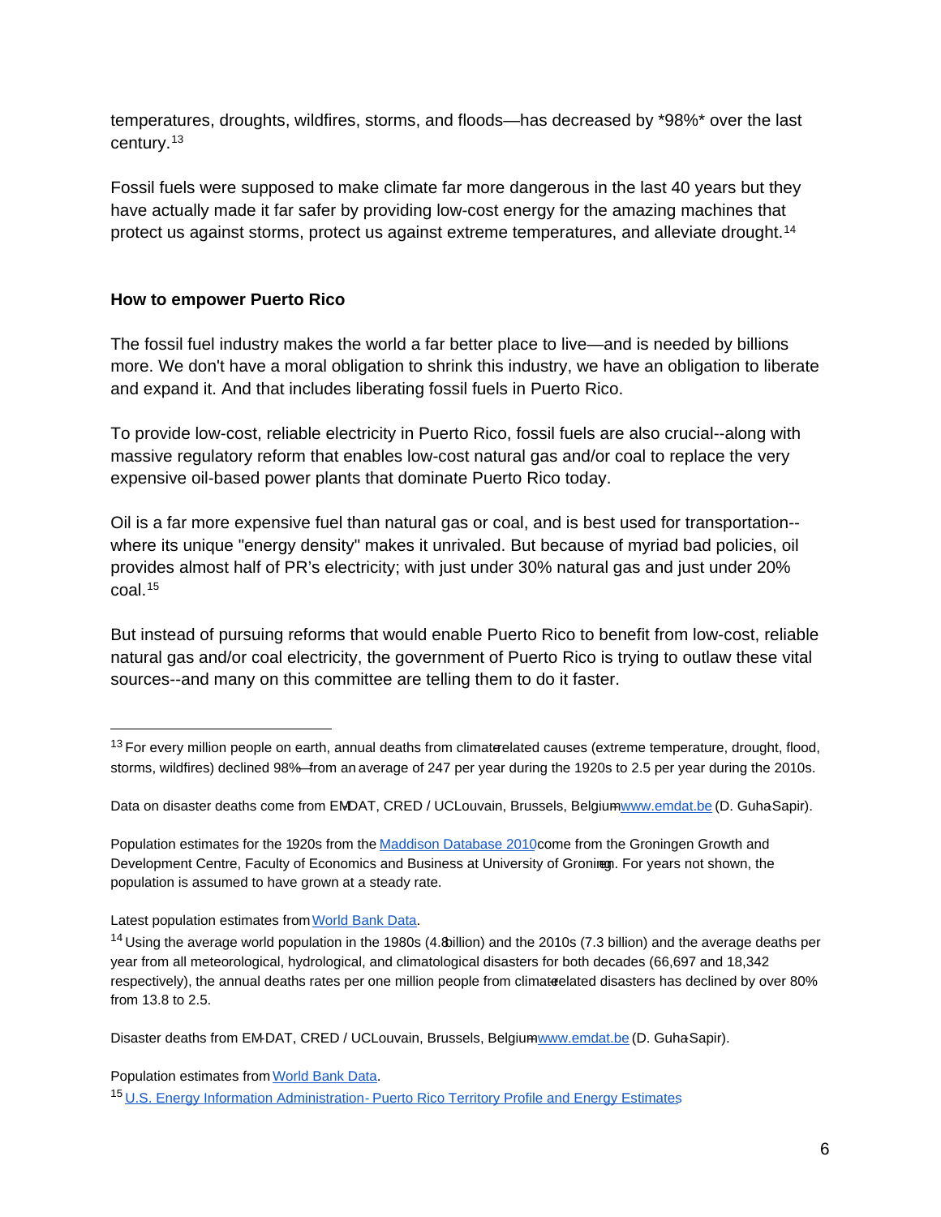temperatures, droughts, wildfires, storms, and floods—has decreased by *98%* over the last century.[13]

Fossil fuels were supposed to make climate far more dangerous in the last 40 years but they have actually made it far safer by providing low-cost energy for the amazing machines that protect us against storms, protect us against extreme temperatures, and alleviate drought.[14]

**How to empower Puerto Rico**

The fossil fuel industry makes the world a far better place to live—and is needed by billions more. We don't have a moral obligation to shrink this industry, we have an obligation to liberate and expand it. And that includes liberating fossil fuels in Puerto Rico.

To provide low-cost, reliable electricity in Puerto Rico, fossil fuels are also crucial--along with massive regulatory reform that enables low-cost natural gas and/or coal to replace the very expensive oil-based power plants that dominate Puerto Rico today.

Oil is a far more expensive fuel than natural gas or coal, and is best used for transportation--where its unique "energy density" makes it unrivaled. But because of myriad bad policies, oil provides almost half of PR's electricity; with just under 30% natural gas and just under 20% coal.[15]

But instead of pursuing reforms that would enable Puerto Rico to benefit from low-cost, reliable natural gas and/or coal electricity, the government of Puerto Rico is trying to outlaw these vital sources--and many on this committee are telling them to do it faster.

---

[13] For every million people on earth, annual deaths from climate-related causes (extreme temperature, drought, flood, storms, wildfires) declined 98%—from an average of 247 per year during the 1920s to 2.5 per year during the 2010s.

Data on disaster deaths come from EM-DAT, CRED / UCLouvain, Brussels, Belgium–www.emdat.be (D. Guha-Sapir).

Population estimates for the 1920s from the Maddison Database 2010 come from the Groningen Growth and Development Centre, Faculty of Economics and Business at University of Groningen. For years not shown, the population is assumed to have grown at a steady rate.

Latest population estimates from World Bank Data.

[14] Using the average world population in the 1980s (4.8 billion) and the 2010s (7.3 billion) and the average deaths per year from all meteorological, hydrological, and climatological disasters for both decades (66,697 and 18,342 respectively), the annual deaths rates per one million people from climate-related disasters has declined by over 80% from 13.8 to 2.5.

Disaster deaths from EM-DAT, CRED / UCLouvain, Brussels, Belgium–www.emdat.be (D. Guha-Sapir).

Population estimates from World Bank Data.

[15] U.S. Energy Information Administration - Puerto Rico Territory Profile and Energy Estimates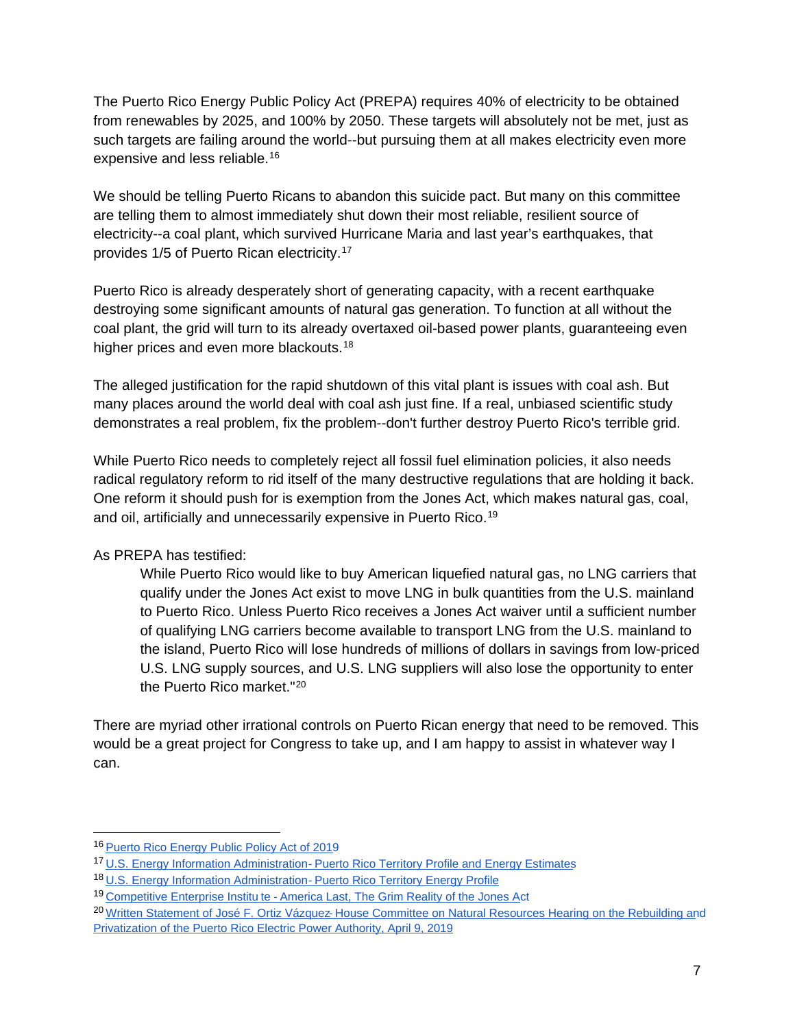The Puerto Rico Energy Public Policy Act (PREPA) requires 40% of electricity to be obtained from renewables by 2025, and 100% by 2050. These targets will absolutely not be met, just as such targets are failing around the world--but pursuing them at all makes electricity even more expensive and less reliable.[16]

We should be telling Puerto Ricans to abandon this suicide pact. But many on this committee are telling them to almost immediately shut down their most reliable, resilient source of electricity--a coal plant, which survived Hurricane Maria and last year's earthquakes, that provides 1/5 of Puerto Rican electricity.[17]

Puerto Rico is already desperately short of generating capacity, with a recent earthquake destroying some significant amounts of natural gas generation. To function at all without the coal plant, the grid will turn to its already overtaxed oil-based power plants, guaranteeing even higher prices and even more blackouts.[18]

The alleged justification for the rapid shutdown of this vital plant is issues with coal ash. But many places around the world deal with coal ash just fine. If a real, unbiased scientific study demonstrates a real problem, fix the problem--don't further destroy Puerto Rico's terrible grid.

While Puerto Rico needs to completely reject all fossil fuel elimination policies, it also needs radical regulatory reform to rid itself of the many destructive regulations that are holding it back. One reform it should push for is exemption from the Jones Act, which makes natural gas, coal, and oil, artificially and unnecessarily expensive in Puerto Rico.[19]

As PREPA has testified:

> While Puerto Rico would like to buy American liquefied natural gas, no LNG carriers that qualify under the Jones Act exist to move LNG in bulk quantities from the U.S. mainland to Puerto Rico. Unless Puerto Rico receives a Jones Act waiver until a sufficient number of qualifying LNG carriers become available to transport LNG from the U.S. mainland to the island, Puerto Rico will lose hundreds of millions of dollars in savings from low-priced U.S. LNG supply sources, and U.S. LNG suppliers will also lose the opportunity to enter the Puerto Rico market."[20]

There are myriad other irrational controls on Puerto Rican energy that need to be removed. This would be a great project for Congress to take up, and I am happy to assist in whatever way I can.

---

[16] Puerto Rico Energy Public Policy Act of 2019

[17] U.S. Energy Information Administration- Puerto Rico Territory Profile and Energy Estimates

[18] U.S. Energy Information Administration- Puerto Rico Territory Energy Profile

[19] Competitive Enterprise Institute - America Last, The Grim Reality of the Jones Act

[20] Written Statement of José F. Ortiz Vázquez- House Committee on Natural Resources Hearing on the Rebuilding and Privatization of the Puerto Rico Electric Power Authority, April 9, 2019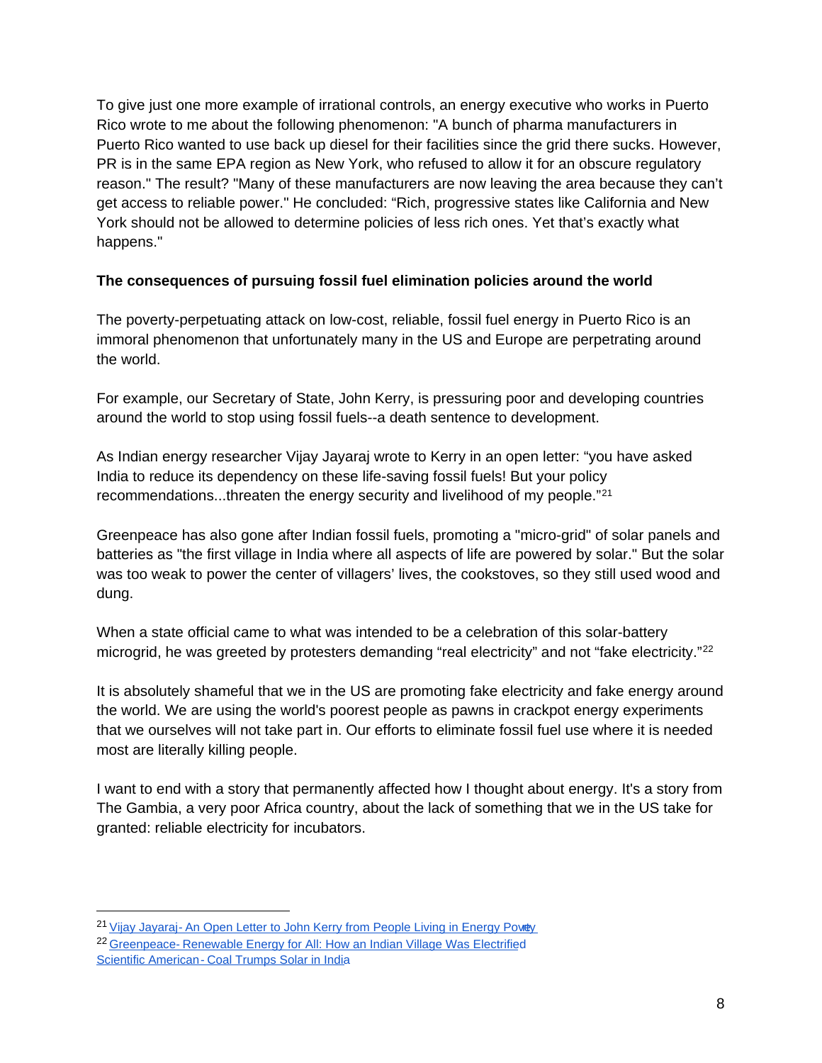To give just one more example of irrational controls, an energy executive who works in Puerto Rico wrote to me about the following phenomenon: "A bunch of pharma manufacturers in Puerto Rico wanted to use back up diesel for their facilities since the grid there sucks. However, PR is in the same EPA region as New York, who refused to allow it for an obscure regulatory reason." The result? "Many of these manufacturers are now leaving the area because they can't get access to reliable power." He concluded: "Rich, progressive states like California and New York should not be allowed to determine policies of less rich ones. Yet that's exactly what happens."

**The consequences of pursuing fossil fuel elimination policies around the world**

The poverty-perpetuating attack on low-cost, reliable, fossil fuel energy in Puerto Rico is an immoral phenomenon that unfortunately many in the US and Europe are perpetrating around the world.

For example, our Secretary of State, John Kerry, is pressuring poor and developing countries around the world to stop using fossil fuels--a death sentence to development.

As Indian energy researcher Vijay Jayaraj wrote to Kerry in an open letter: "you have asked India to reduce its dependency on these life-saving fossil fuels! But your policy recommendations...threaten the energy security and livelihood of my people."[21]

Greenpeace has also gone after Indian fossil fuels, promoting a "micro-grid" of solar panels and batteries as "the first village in India where all aspects of life are powered by solar." But the solar was too weak to power the center of villagers' lives, the cookstoves, so they still used wood and dung.

When a state official came to what was intended to be a celebration of this solar-battery microgrid, he was greeted by protesters demanding "real electricity" and not "fake electricity."[22]

It is absolutely shameful that we in the US are promoting fake electricity and fake energy around the world. We are using the world's poorest people as pawns in crackpot energy experiments that we ourselves will not take part in. Our efforts to eliminate fossil fuel use where it is needed most are literally killing people.

I want to end with a story that permanently affected how I thought about energy. It's a story from The Gambia, a very poor Africa country, about the lack of something that we in the US take for granted: reliable electricity for incubators.

---

[21] Vijay Jayaraj- An Open Letter to John Kerry from People Living in Energy Poverty

[22] Greenpeace- Renewable Energy for All: How an Indian Village Was Electrified
Scientific American- Coal Trumps Solar in India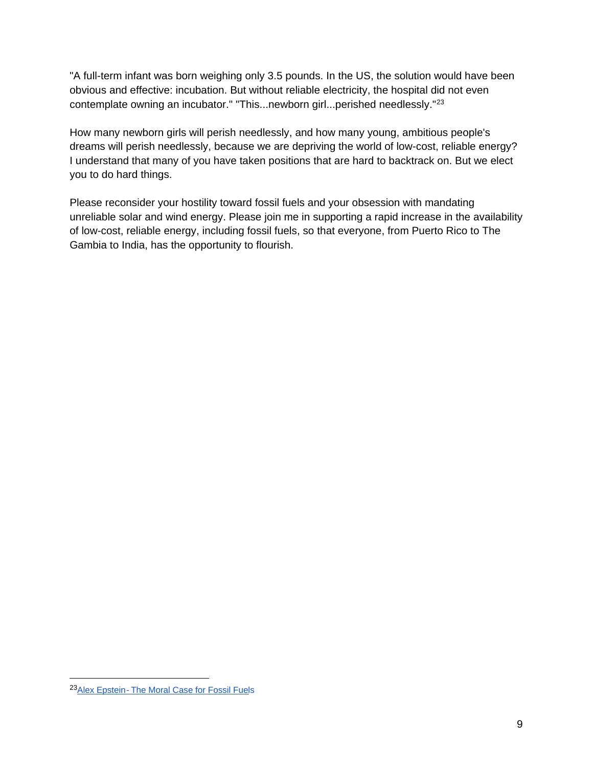"A full-term infant was born weighing only 3.5 pounds. In the US, the solution would have been obvious and effective: incubation. But without reliable electricity, the hospital did not even contemplate owning an incubator." "This...newborn girl...perished needlessly."[23]

How many newborn girls will perish needlessly, and how many young, ambitious people's dreams will perish needlessly, because we are depriving the world of low-cost, reliable energy? I understand that many of you have taken positions that are hard to backtrack on. But we elect you to do hard things.

Please reconsider your hostility toward fossil fuels and your obsession with mandating unreliable solar and wind energy. Please join me in supporting a rapid increase in the availability of low-cost, reliable energy, including fossil fuels, so that everyone, from Puerto Rico to The Gambia to India, has the opportunity to flourish.

---

[23] Alex Epstein - The Moral Case for Fossil Fuels